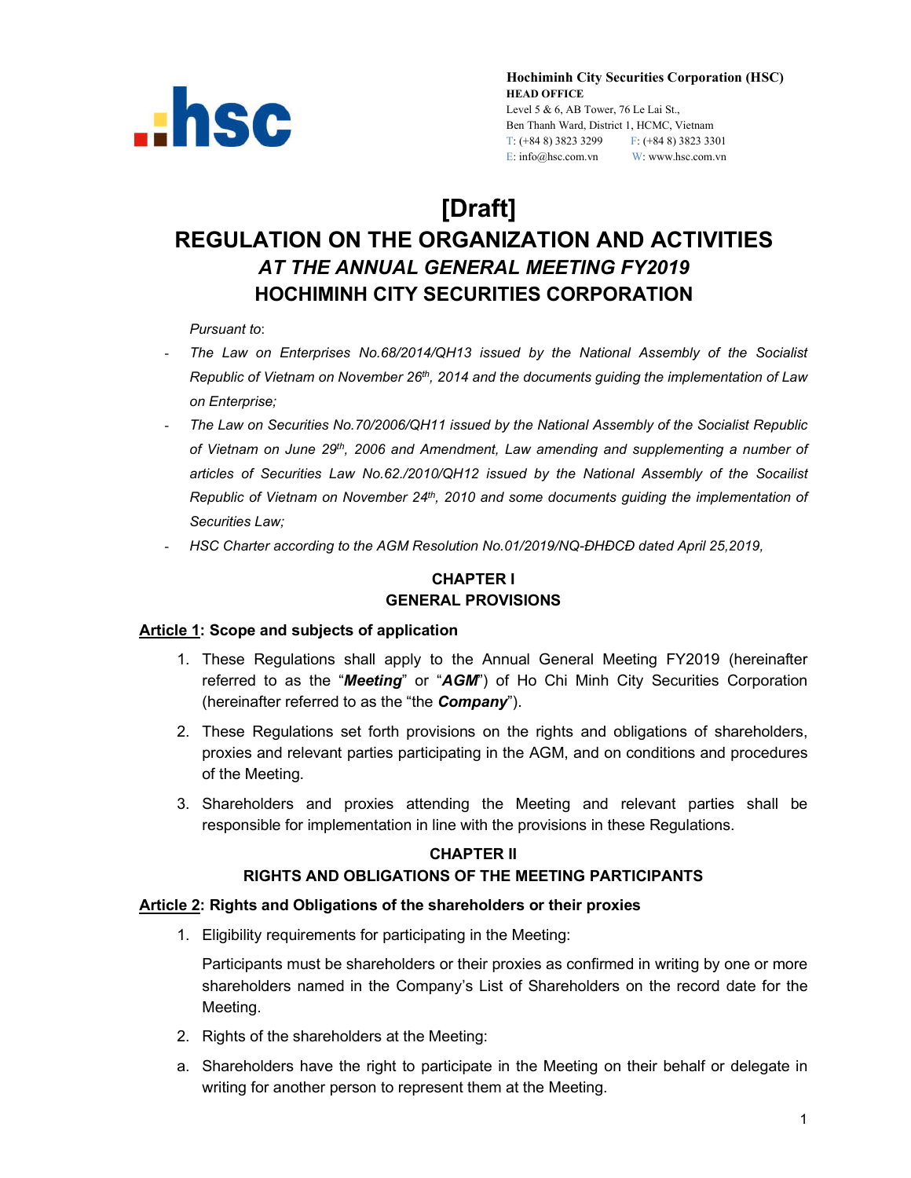**Hochiminh City Securities Corporation (HSC)**
**HEAD OFFICE**
Level 5 & 6, AB Tower, 76 Le Lai St.,
Ben Thanh Ward, District 1, HCMC, Vietnam
T: (+84 8) 3823 3299 F: (+84 8) 3823 3301
E: info@hsc.com.vn W: www.hsc.com.vn

# [Draft]
# REGULATION ON THE ORGANIZATION AND ACTIVITIES
## *AT THE ANNUAL GENERAL MEETING FY2019*
## HOCHIMINH CITY SECURITIES CORPORATION

*Pursuant to*:

- *The Law on Enterprises No.68/2014/QH13 issued by the National Assembly of the Socialist Republic of Vietnam on November 26th, 2014 and the documents guiding the implementation of Law on Enterprise;*
- *The Law on Securities No.70/2006/QH11 issued by the National Assembly of the Socialist Republic of Vietnam on June 29th, 2006 and Amendment, Law amending and supplementing a number of articles of Securities Law No.62./2010/QH12 issued by the National Assembly of the Socailist Republic of Vietnam on November 24th, 2010 and some documents guiding the implementation of Securities Law;*
- *HSC Charter according to the AGM Resolution No.01/2019/NQ-ĐHĐCĐ dated April 25,2019,*

## CHAPTER I
## GENERAL PROVISIONS

### Article 1: Scope and subjects of application

1. These Regulations shall apply to the Annual General Meeting FY2019 (hereinafter referred to as the "***Meeting***" or "***AGM***") of Ho Chi Minh City Securities Corporation (hereinafter referred to as the "the ***Company***").
2. These Regulations set forth provisions on the rights and obligations of shareholders, proxies and relevant parties participating in the AGM, and on conditions and procedures of the Meeting.
3. Shareholders and proxies attending the Meeting and relevant parties shall be responsible for implementation in line with the provisions in these Regulations.

## CHAPTER II
## RIGHTS AND OBLIGATIONS OF THE MEETING PARTICIPANTS

### Article 2: Rights and Obligations of the shareholders or their proxies

1. Eligibility requirements for participating in the Meeting:

   Participants must be shareholders or their proxies as confirmed in writing by one or more shareholders named in the Company's List of Shareholders on the record date for the Meeting.

2. Rights of the shareholders at the Meeting:

a. Shareholders have the right to participate in the Meeting on their behalf or delegate in writing for another person to represent them at the Meeting.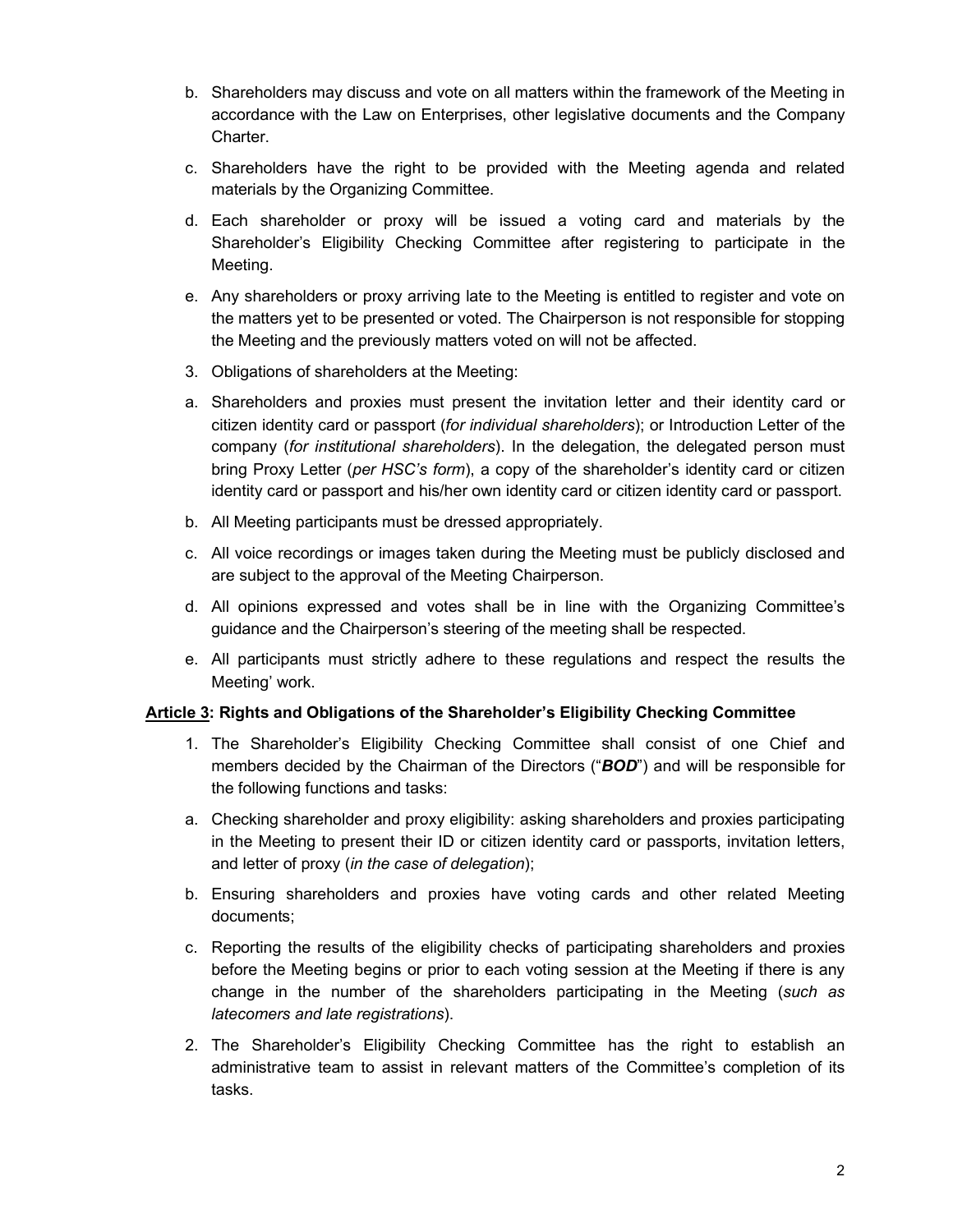b. Shareholders may discuss and vote on all matters within the framework of the Meeting in accordance with the Law on Enterprises, other legislative documents and the Company Charter.

c. Shareholders have the right to be provided with the Meeting agenda and related materials by the Organizing Committee.

d. Each shareholder or proxy will be issued a voting card and materials by the Shareholder's Eligibility Checking Committee after registering to participate in the Meeting.

e. Any shareholders or proxy arriving late to the Meeting is entitled to register and vote on the matters yet to be presented or voted. The Chairperson is not responsible for stopping the Meeting and the previously matters voted on will not be affected.

3. Obligations of shareholders at the Meeting:

a. Shareholders and proxies must present the invitation letter and their identity card or citizen identity card or passport (*for individual shareholders*); or Introduction Letter of the company (*for institutional shareholders*). In the delegation, the delegated person must bring Proxy Letter (*per HSC's form*), a copy of the shareholder's identity card or citizen identity card or passport and his/her own identity card or citizen identity card or passport.

b. All Meeting participants must be dressed appropriately.

c. All voice recordings or images taken during the Meeting must be publicly disclosed and are subject to the approval of the Meeting Chairperson.

d. All opinions expressed and votes shall be in line with the Organizing Committee's guidance and the Chairperson's steering of the meeting shall be respected.

e. All participants must strictly adhere to these regulations and respect the results the Meeting' work.

**<u>Article 3</u>: Rights and Obligations of the Shareholder's Eligibility Checking Committee**

1. The Shareholder's Eligibility Checking Committee shall consist of one Chief and members decided by the Chairman of the Directors ("***BOD***") and will be responsible for the following functions and tasks:

a. Checking shareholder and proxy eligibility: asking shareholders and proxies participating in the Meeting to present their ID or citizen identity card or passports, invitation letters, and letter of proxy (*in the case of delegation*);

b. Ensuring shareholders and proxies have voting cards and other related Meeting documents;

c. Reporting the results of the eligibility checks of participating shareholders and proxies before the Meeting begins or prior to each voting session at the Meeting if there is any change in the number of the shareholders participating in the Meeting (*such as latecomers and late registrations*).

2. The Shareholder's Eligibility Checking Committee has the right to establish an administrative team to assist in relevant matters of the Committee's completion of its tasks.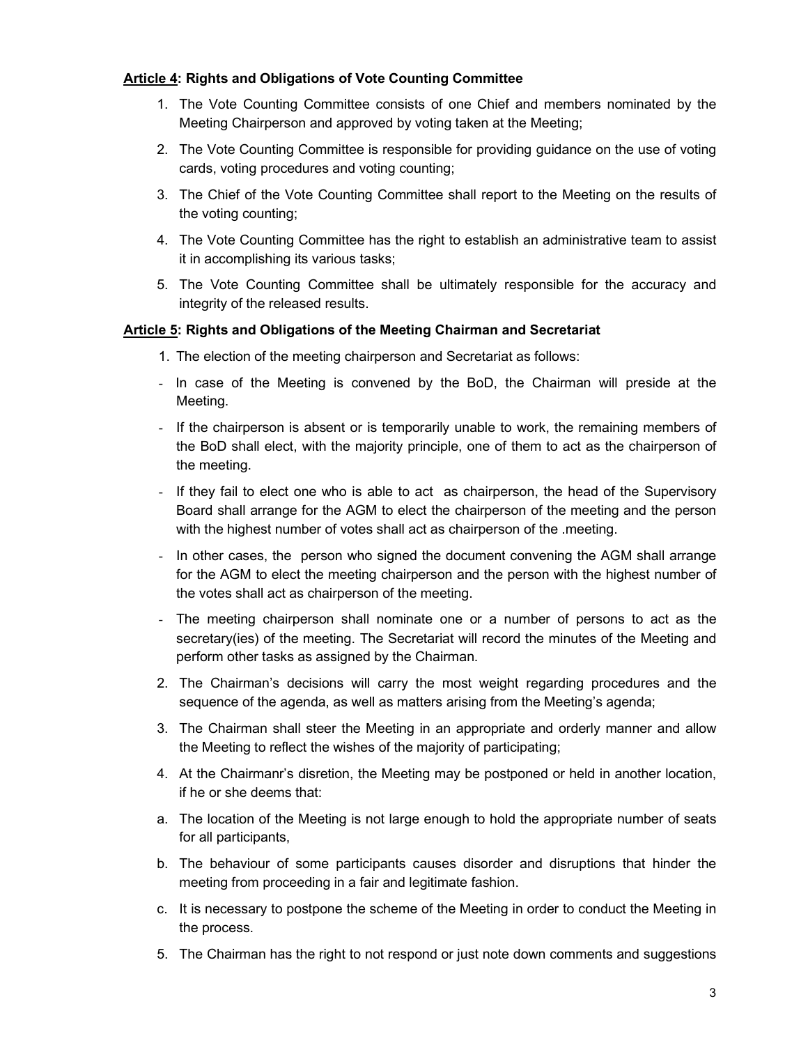**Article 4: Rights and Obligations of Vote Counting Committee**

1. The Vote Counting Committee consists of one Chief and members nominated by the Meeting Chairperson and approved by voting taken at the Meeting;
2. The Vote Counting Committee is responsible for providing guidance on the use of voting cards, voting procedures and voting counting;
3. The Chief of the Vote Counting Committee shall report to the Meeting on the results of the voting counting;
4. The Vote Counting Committee has the right to establish an administrative team to assist it in accomplishing its various tasks;
5. The Vote Counting Committee shall be ultimately responsible for the accuracy and integrity of the released results.

**Article 5: Rights and Obligations of the Meeting Chairman and Secretariat**

1. The election of the meeting chairperson and Secretariat as follows:

- In case of the Meeting is convened by the BoD, the Chairman will preside at the Meeting.
- If the chairperson is absent or is temporarily unable to work, the remaining members of the BoD shall elect, with the majority principle, one of them to act as the chairperson of the meeting.
- If they fail to elect one who is able to act as chairperson, the head of the Supervisory Board shall arrange for the AGM to elect the chairperson of the meeting and the person with the highest number of votes shall act as chairperson of the .meeting.
- In other cases, the person who signed the document convening the AGM shall arrange for the AGM to elect the meeting chairperson and the person with the highest number of the votes shall act as chairperson of the meeting.
- The meeting chairperson shall nominate one or a number of persons to act as the secretary(ies) of the meeting. The Secretariat will record the minutes of the Meeting and perform other tasks as assigned by the Chairman.

2. The Chairman's decisions will carry the most weight regarding procedures and the sequence of the agenda, as well as matters arising from the Meeting's agenda;
3. The Chairman shall steer the Meeting in an appropriate and orderly manner and allow the Meeting to reflect the wishes of the majority of participating;
4. At the Chairmanr's disretion, the Meeting may be postponed or held in another location, if he or she deems that:

a. The location of the Meeting is not large enough to hold the appropriate number of seats for all participants,

b. The behaviour of some participants causes disorder and disruptions that hinder the meeting from proceeding in a fair and legitimate fashion.

c. It is necessary to postpone the scheme of the Meeting in order to conduct the Meeting in the process.

5. The Chairman has the right to not respond or just note down comments and suggestions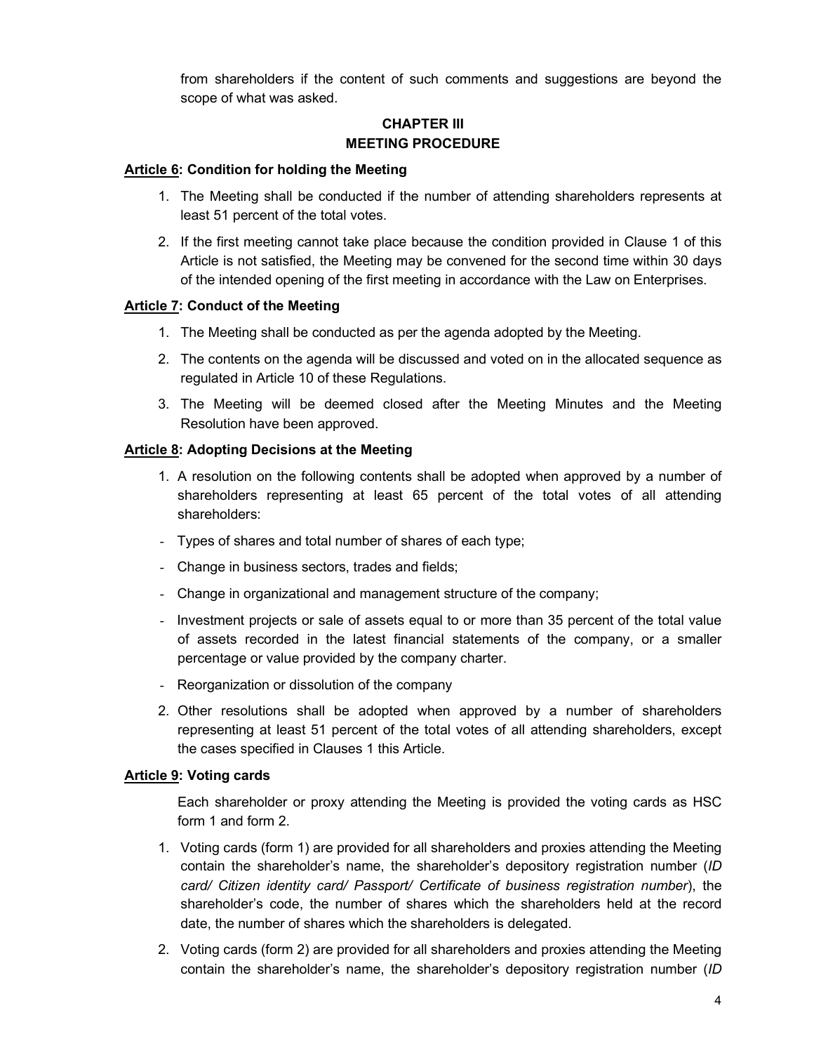from shareholders if the content of such comments and suggestions are beyond the scope of what was asked.

## CHAPTER III
## MEETING PROCEDURE

### Article 6: Condition for holding the Meeting

1. The Meeting shall be conducted if the number of attending shareholders represents at least 51 percent of the total votes.
2. If the first meeting cannot take place because the condition provided in Clause 1 of this Article is not satisfied, the Meeting may be convened for the second time within 30 days of the intended opening of the first meeting in accordance with the Law on Enterprises.

### Article 7: Conduct of the Meeting

1. The Meeting shall be conducted as per the agenda adopted by the Meeting.
2. The contents on the agenda will be discussed and voted on in the allocated sequence as regulated in Article 10 of these Regulations.
3. The Meeting will be deemed closed after the Meeting Minutes and the Meeting Resolution have been approved.

### Article 8: Adopting Decisions at the Meeting

1. A resolution on the following contents shall be adopted when approved by a number of shareholders representing at least 65 percent of the total votes of all attending shareholders:

- Types of shares and total number of shares of each type;
- Change in business sectors, trades and fields;
- Change in organizational and management structure of the company;
- Investment projects or sale of assets equal to or more than 35 percent of the total value of assets recorded in the latest financial statements of the company, or a smaller percentage or value provided by the company charter.
- Reorganization or dissolution of the company

2. Other resolutions shall be adopted when approved by a number of shareholders representing at least 51 percent of the total votes of all attending shareholders, except the cases specified in Clauses 1 this Article.

### Article 9: Voting cards

Each shareholder or proxy attending the Meeting is provided the voting cards as HSC form 1 and form 2.

1. Voting cards (form 1) are provided for all shareholders and proxies attending the Meeting contain the shareholder's name, the shareholder's depository registration number (*ID card/ Citizen identity card/ Passport/ Certificate of business registration number*), the shareholder's code, the number of shares which the shareholders held at the record date, the number of shares which the shareholders is delegated.
2. Voting cards (form 2) are provided for all shareholders and proxies attending the Meeting contain the shareholder's name, the shareholder's depository registration number (*ID*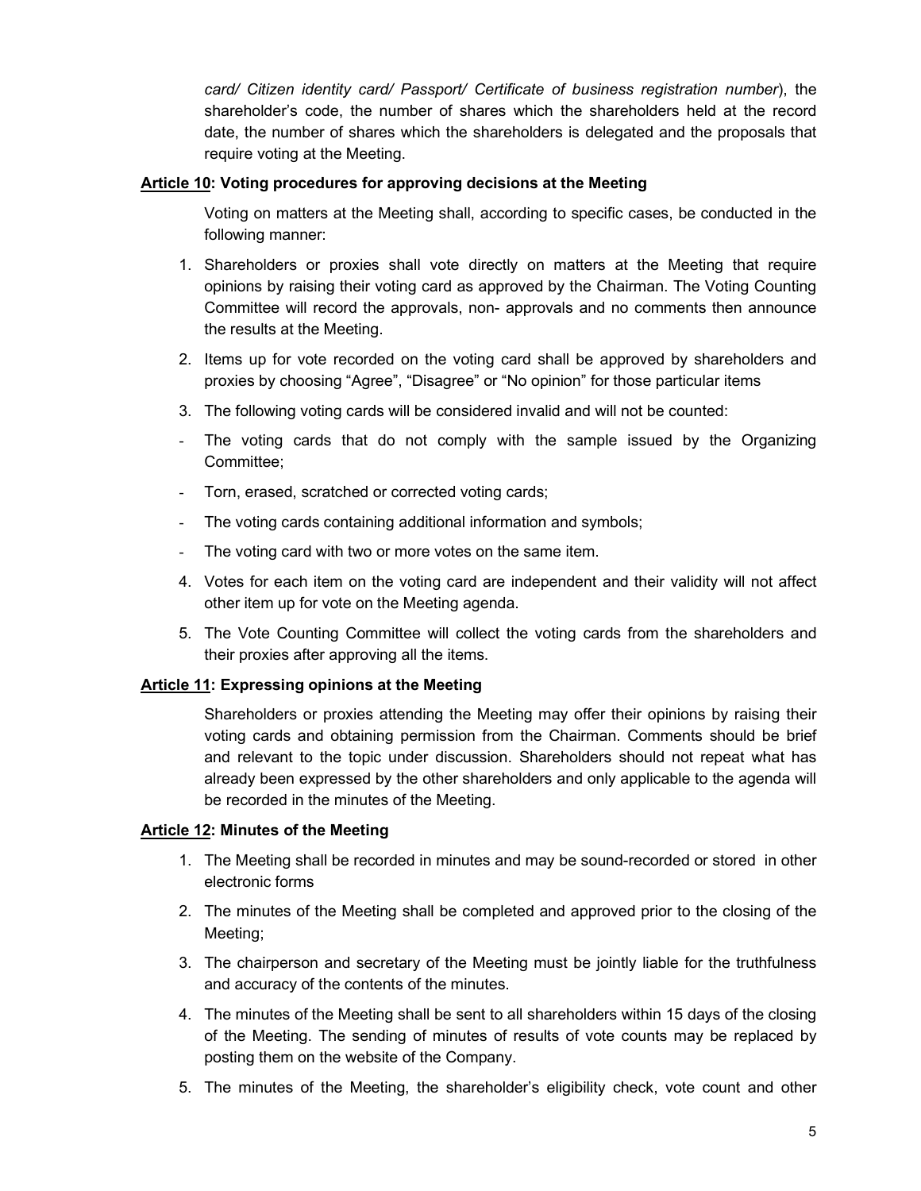*card/ Citizen identity card/ Passport/ Certificate of business registration number*), the shareholder's code, the number of shares which the shareholders held at the record date, the number of shares which the shareholders is delegated and the proposals that require voting at the Meeting.

**Article 10: Voting procedures for approving decisions at the Meeting**

Voting on matters at the Meeting shall, according to specific cases, be conducted in the following manner:

1. Shareholders or proxies shall vote directly on matters at the Meeting that require opinions by raising their voting card as approved by the Chairman. The Voting Counting Committee will record the approvals, non- approvals and no comments then announce the results at the Meeting.
2. Items up for vote recorded on the voting card shall be approved by shareholders and proxies by choosing "Agree", "Disagree" or "No opinion" for those particular items
3. The following voting cards will be considered invalid and will not be counted:

- The voting cards that do not comply with the sample issued by the Organizing Committee;
- Torn, erased, scratched or corrected voting cards;
- The voting cards containing additional information and symbols;
- The voting card with two or more votes on the same item.

4. Votes for each item on the voting card are independent and their validity will not affect other item up for vote on the Meeting agenda.
5. The Vote Counting Committee will collect the voting cards from the shareholders and their proxies after approving all the items.

**Article 11: Expressing opinions at the Meeting**

Shareholders or proxies attending the Meeting may offer their opinions by raising their voting cards and obtaining permission from the Chairman. Comments should be brief and relevant to the topic under discussion. Shareholders should not repeat what has already been expressed by the other shareholders and only applicable to the agenda will be recorded in the minutes of the Meeting.

**Article 12: Minutes of the Meeting**

1. The Meeting shall be recorded in minutes and may be sound-recorded or stored in other electronic forms
2. The minutes of the Meeting shall be completed and approved prior to the closing of the Meeting;
3. The chairperson and secretary of the Meeting must be jointly liable for the truthfulness and accuracy of the contents of the minutes.
4. The minutes of the Meeting shall be sent to all shareholders within 15 days of the closing of the Meeting. The sending of minutes of results of vote counts may be replaced by posting them on the website of the Company.
5. The minutes of the Meeting, the shareholder's eligibility check, vote count and other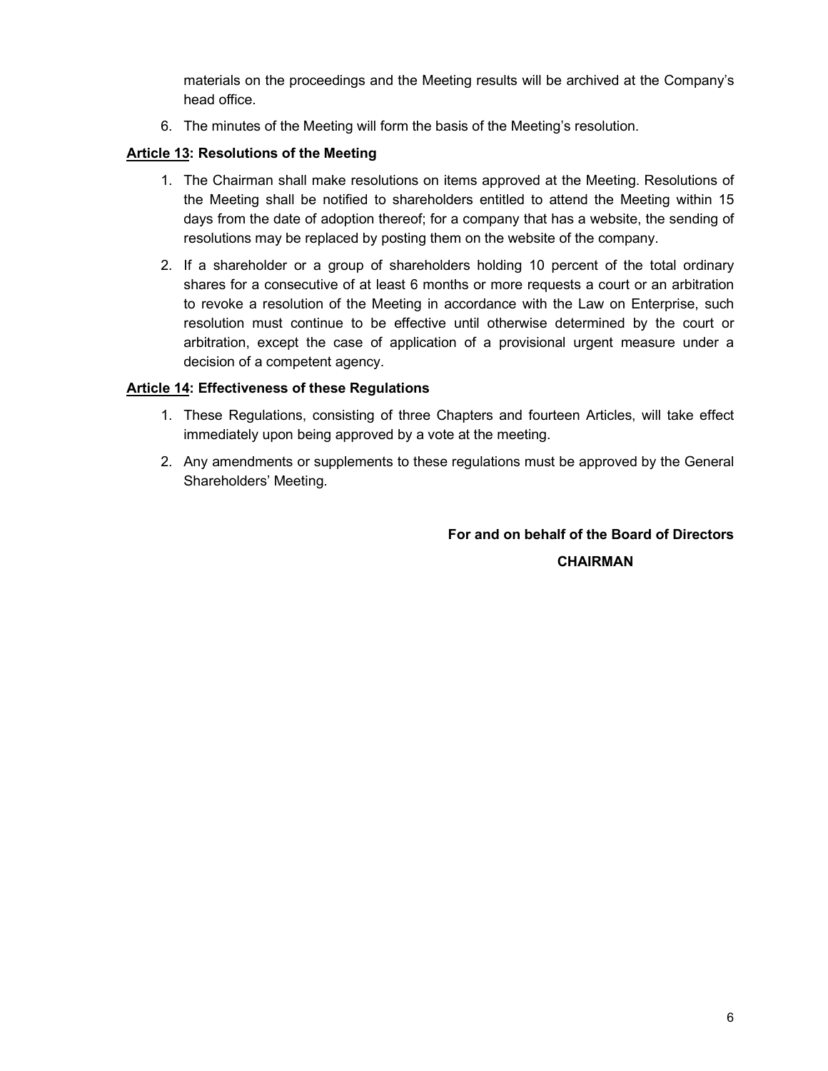materials on the proceedings and the Meeting results will be archived at the Company's head office.

6. The minutes of the Meeting will form the basis of the Meeting's resolution.

**Article 13: Resolutions of the Meeting**

1. The Chairman shall make resolutions on items approved at the Meeting. Resolutions of the Meeting shall be notified to shareholders entitled to attend the Meeting within 15 days from the date of adoption thereof; for a company that has a website, the sending of resolutions may be replaced by posting them on the website of the company.
2. If a shareholder or a group of shareholders holding 10 percent of the total ordinary shares for a consecutive of at least 6 months or more requests a court or an arbitration to revoke a resolution of the Meeting in accordance with the Law on Enterprise, such resolution must continue to be effective until otherwise determined by the court or arbitration, except the case of application of a provisional urgent measure under a decision of a competent agency.

**Article 14: Effectiveness of these Regulations**

1. These Regulations, consisting of three Chapters and fourteen Articles, will take effect immediately upon being approved by a vote at the meeting.
2. Any amendments or supplements to these regulations must be approved by the General Shareholders' Meeting.

**For and on behalf of the Board of Directors**

**CHAIRMAN**